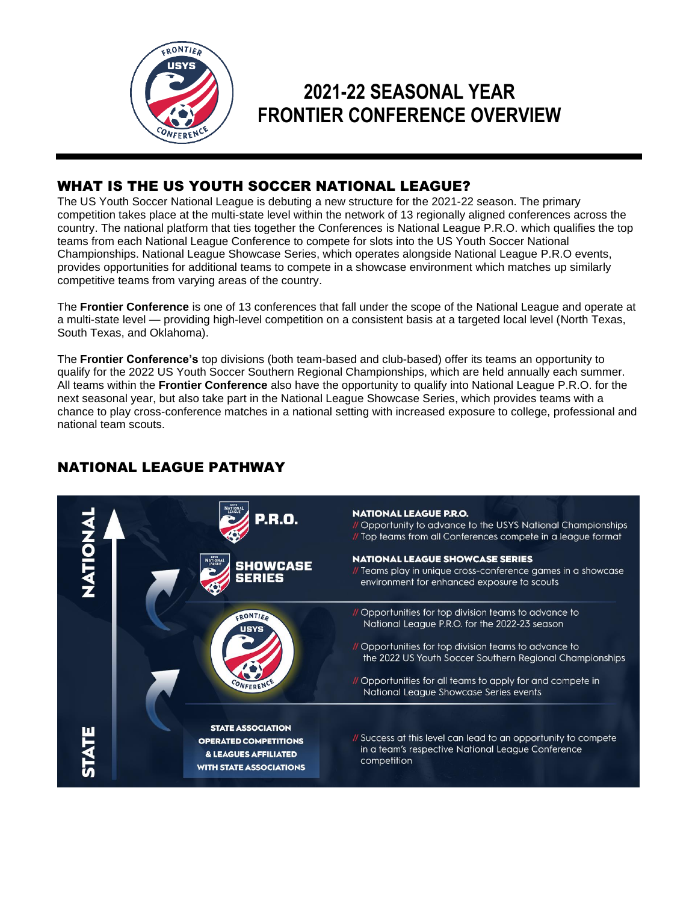# 2021-22 SEASONAL YEAR FRONTIER CONFERENCE OVERVIEW

## WHAT IS THE US YOUTH SOCCER NATIONAL LEAGUE?

The US Youth Soccer National League is debuting a new structure for the 2021-22 season. The primary competition takes place at the multi-state level within the network of 13 regionally aligned conferences across the country. The national platform that ties together the Conferences is National League P.R.O. which qualifies the top teams from each National League Conference to compete for slots into the US Youth Soccer National Championships. National League Showcase Series, which operates alongside National League P.R.O events, provides opportunities for additional teams to compete in a showcase environment which matches up similarly competitive teams from varying areas of the country.

The **Frontier Conference** is one of 13 conferences that fall under the scope of the National League and operate at a multi-state level — providing high-level competition on a consistent basis at a targeted local level (North Texas, South Texas, and Oklahoma).

The **Frontier Conference's** top divisions (both team-based and club-based) offer its teams an opportunity to qualify for the 2022 US Youth Soccer Southern Regional Championships, which are held annually each summer. All teams within the **Frontier Conference** also have the opportunity to qualify into National League P.R.O. for the next seasonal year, but also take part in the National League Showcase Series, which provides teams with a chance to play cross-conference matches in a national setting with increased exposure to college, professional and national team scouts.

## NATIONAL LEAGUE PATHWAY

**NATIONAL**

**P.R.O.**

**NATIONAL LEAGUE P.R.O.**
// Opportunity to advance to the USYS National Championships
// Top teams from all Conferences compete in a league format

**SHOWCASE SERIES**

**NATIONAL LEAGUE SHOWCASE SERIES**
// Teams play in unique cross-conference games in a showcase environment for enhanced exposure to scouts

**FRONTIER USYS CONFERENCE**

// Opportunities for top division teams to advance to National League P.R.O. for the 2022-23 season
// Opportunities for top division teams to advance to the 2022 US Youth Soccer Southern Regional Championships
// Opportunities for all teams to apply for and compete in National League Showcase Series events

**STATE**

**STATE ASSOCIATION OPERATED COMPETITIONS & LEAGUES AFFILIATED WITH STATE ASSOCIATIONS**

// Success at this level can lead to an opportunity to compete in a team's respective National League Conference competition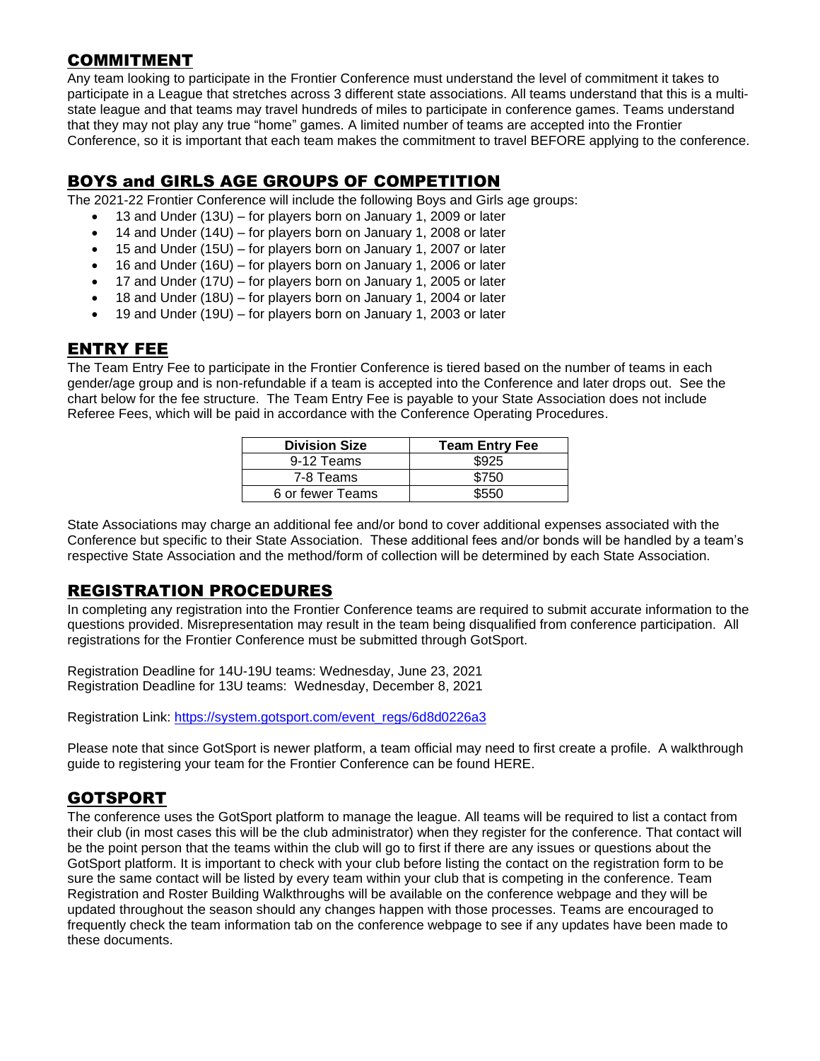## COMMITMENT

Any team looking to participate in the Frontier Conference must understand the level of commitment it takes to participate in a League that stretches across 3 different state associations. All teams understand that this is a multi-state league and that teams may travel hundreds of miles to participate in conference games. Teams understand that they may not play any true "home" games. A limited number of teams are accepted into the Frontier Conference, so it is important that each team makes the commitment to travel BEFORE applying to the conference.

## BOYS and GIRLS AGE GROUPS OF COMPETITION

The 2021-22 Frontier Conference will include the following Boys and Girls age groups:

- 13 and Under (13U) – for players born on January 1, 2009 or later
- 14 and Under (14U) – for players born on January 1, 2008 or later
- 15 and Under (15U) – for players born on January 1, 2007 or later
- 16 and Under (16U) – for players born on January 1, 2006 or later
- 17 and Under (17U) – for players born on January 1, 2005 or later
- 18 and Under (18U) – for players born on January 1, 2004 or later
- 19 and Under (19U) – for players born on January 1, 2003 or later

## ENTRY FEE

The Team Entry Fee to participate in the Frontier Conference is tiered based on the number of teams in each gender/age group and is non-refundable if a team is accepted into the Conference and later drops out. See the chart below for the fee structure. The Team Entry Fee is payable to your State Association does not include Referee Fees, which will be paid in accordance with the Conference Operating Procedures.

| Division Size | Team Entry Fee |
|---|---|
| 9-12 Teams | $925 |
| 7-8 Teams | $750 |
| 6 or fewer Teams | $550 |

State Associations may charge an additional fee and/or bond to cover additional expenses associated with the Conference but specific to their State Association. These additional fees and/or bonds will be handled by a team's respective State Association and the method/form of collection will be determined by each State Association.

## REGISTRATION PROCEDURES

In completing any registration into the Frontier Conference teams are required to submit accurate information to the questions provided. Misrepresentation may result in the team being disqualified from conference participation. All registrations for the Frontier Conference must be submitted through GotSport.

Registration Deadline for 14U-19U teams: Wednesday, June 23, 2021
Registration Deadline for 13U teams: Wednesday, December 8, 2021

Registration Link: [https://system.gotsport.com/event_regs/6d8d0226a3](https://system.gotsport.com/event_regs/6d8d0226a3)

Please note that since GotSport is newer platform, a team official may need to first create a profile. A walkthrough guide to registering your team for the Frontier Conference can be found HERE.

## GOTSPORT

The conference uses the GotSport platform to manage the league. All teams will be required to list a contact from their club (in most cases this will be the club administrator) when they register for the conference. That contact will be the point person that the teams within the club will go to first if there are any issues or questions about the GotSport platform. It is important to check with your club before listing the contact on the registration form to be sure the same contact will be listed by every team within your club that is competing in the conference. Team Registration and Roster Building Walkthroughs will be available on the conference webpage and they will be updated throughout the season should any changes happen with those processes. Teams are encouraged to frequently check the team information tab on the conference webpage to see if any updates have been made to these documents.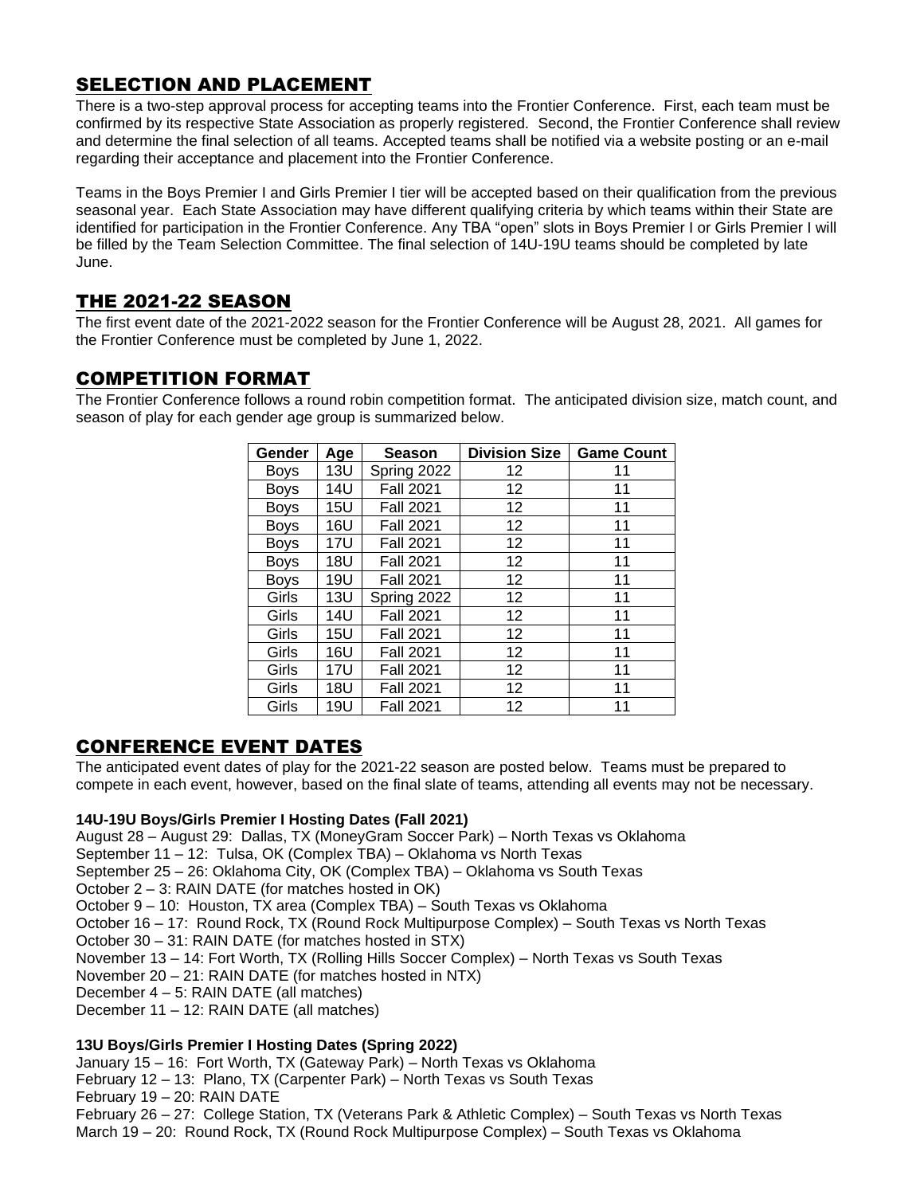## SELECTION AND PLACEMENT

There is a two-step approval process for accepting teams into the Frontier Conference. First, each team must be confirmed by its respective State Association as properly registered. Second, the Frontier Conference shall review and determine the final selection of all teams. Accepted teams shall be notified via a website posting or an e-mail regarding their acceptance and placement into the Frontier Conference.

Teams in the Boys Premier I and Girls Premier I tier will be accepted based on their qualification from the previous seasonal year. Each State Association may have different qualifying criteria by which teams within their State are identified for participation in the Frontier Conference. Any TBA "open" slots in Boys Premier I or Girls Premier I will be filled by the Team Selection Committee. The final selection of 14U-19U teams should be completed by late June.

## THE 2021-22 SEASON

The first event date of the 2021-2022 season for the Frontier Conference will be August 28, 2021. All games for the Frontier Conference must be completed by June 1, 2022.

## COMPETITION FORMAT

The Frontier Conference follows a round robin competition format. The anticipated division size, match count, and season of play for each gender age group is summarized below.

| Gender | Age | Season | Division Size | Game Count |
|---|---|---|---|---|
| Boys | 13U | Spring 2022 | 12 | 11 |
| Boys | 14U | Fall 2021 | 12 | 11 |
| Boys | 15U | Fall 2021 | 12 | 11 |
| Boys | 16U | Fall 2021 | 12 | 11 |
| Boys | 17U | Fall 2021 | 12 | 11 |
| Boys | 18U | Fall 2021 | 12 | 11 |
| Boys | 19U | Fall 2021 | 12 | 11 |
| Girls | 13U | Spring 2022 | 12 | 11 |
| Girls | 14U | Fall 2021 | 12 | 11 |
| Girls | 15U | Fall 2021 | 12 | 11 |
| Girls | 16U | Fall 2021 | 12 | 11 |
| Girls | 17U | Fall 2021 | 12 | 11 |
| Girls | 18U | Fall 2021 | 12 | 11 |
| Girls | 19U | Fall 2021 | 12 | 11 |

## CONFERENCE EVENT DATES

The anticipated event dates of play for the 2021-22 season are posted below. Teams must be prepared to compete in each event, however, based on the final slate of teams, attending all events may not be necessary.

**14U-19U Boys/Girls Premier I Hosting Dates (Fall 2021)**

August 28 – August 29: Dallas, TX (MoneyGram Soccer Park) – North Texas vs Oklahoma
September 11 – 12: Tulsa, OK (Complex TBA) – Oklahoma vs North Texas
September 25 – 26: Oklahoma City, OK (Complex TBA) – Oklahoma vs South Texas
October 2 – 3: RAIN DATE (for matches hosted in OK)
October 9 – 10: Houston, TX area (Complex TBA) – South Texas vs Oklahoma
October 16 – 17: Round Rock, TX (Round Rock Multipurpose Complex) – South Texas vs North Texas
October 30 – 31: RAIN DATE (for matches hosted in STX)
November 13 – 14: Fort Worth, TX (Rolling Hills Soccer Complex) – North Texas vs South Texas
November 20 – 21: RAIN DATE (for matches hosted in NTX)
December 4 – 5: RAIN DATE (all matches)
December 11 – 12: RAIN DATE (all matches)

**13U Boys/Girls Premier I Hosting Dates (Spring 2022)**

January 15 – 16: Fort Worth, TX (Gateway Park) – North Texas vs Oklahoma
February 12 – 13: Plano, TX (Carpenter Park) – North Texas vs South Texas
February 19 – 20: RAIN DATE
February 26 – 27: College Station, TX (Veterans Park & Athletic Complex) – South Texas vs North Texas
March 19 – 20: Round Rock, TX (Round Rock Multipurpose Complex) – South Texas vs Oklahoma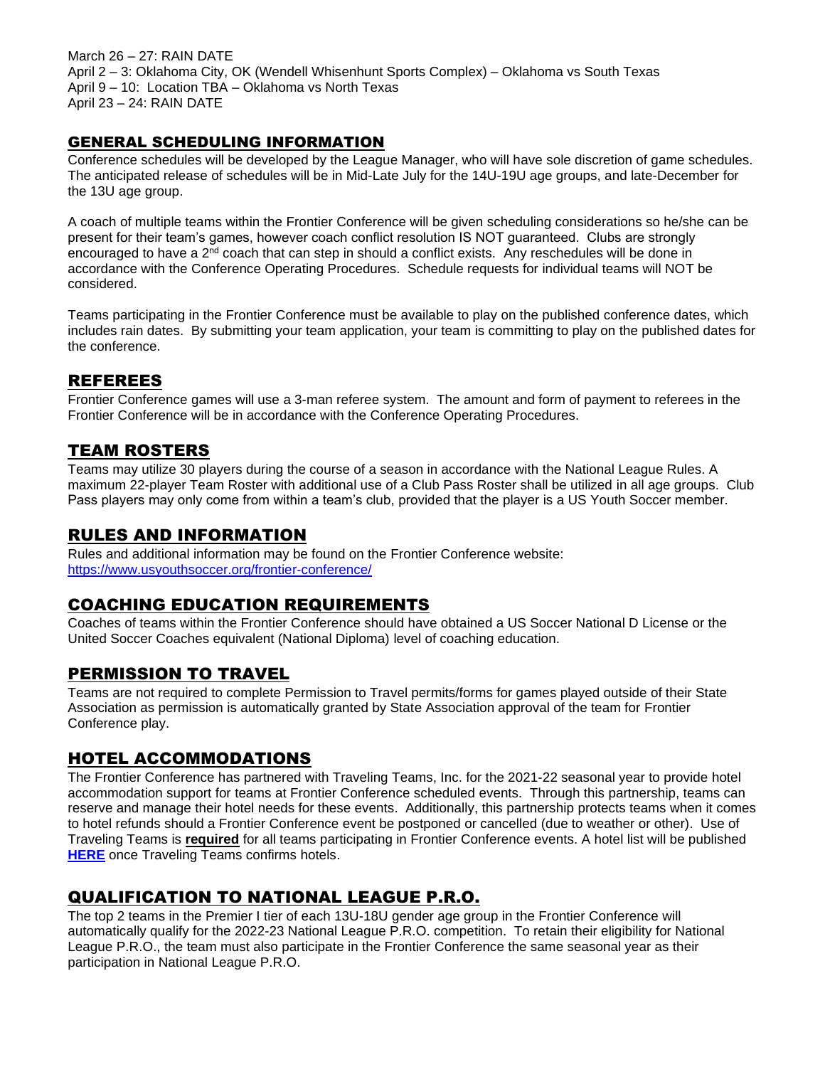March 26 – 27: RAIN DATE
April 2 – 3: Oklahoma City, OK (Wendell Whisenhunt Sports Complex) – Oklahoma vs South Texas
April 9 – 10: Location TBA – Oklahoma vs North Texas
April 23 – 24: RAIN DATE

## GENERAL SCHEDULING INFORMATION

Conference schedules will be developed by the League Manager, who will have sole discretion of game schedules. The anticipated release of schedules will be in Mid-Late July for the 14U-19U age groups, and late-December for the 13U age group.

A coach of multiple teams within the Frontier Conference will be given scheduling considerations so he/she can be present for their team's games, however coach conflict resolution IS NOT guaranteed. Clubs are strongly encouraged to have a 2nd coach that can step in should a conflict exists. Any reschedules will be done in accordance with the Conference Operating Procedures. Schedule requests for individual teams will NOT be considered.

Teams participating in the Frontier Conference must be available to play on the published conference dates, which includes rain dates. By submitting your team application, your team is committing to play on the published dates for the conference.

## REFEREES

Frontier Conference games will use a 3-man referee system. The amount and form of payment to referees in the Frontier Conference will be in accordance with the Conference Operating Procedures.

## TEAM ROSTERS

Teams may utilize 30 players during the course of a season in accordance with the National League Rules. A maximum 22-player Team Roster with additional use of a Club Pass Roster shall be utilized in all age groups. Club Pass players may only come from within a team's club, provided that the player is a US Youth Soccer member.

## RULES AND INFORMATION

Rules and additional information may be found on the Frontier Conference website:
https://www.usyouthsoccer.org/frontier-conference/

## COACHING EDUCATION REQUIREMENTS

Coaches of teams within the Frontier Conference should have obtained a US Soccer National D License or the United Soccer Coaches equivalent (National Diploma) level of coaching education.

## PERMISSION TO TRAVEL

Teams are not required to complete Permission to Travel permits/forms for games played outside of their State Association as permission is automatically granted by State Association approval of the team for Frontier Conference play.

## HOTEL ACCOMMODATIONS

The Frontier Conference has partnered with Traveling Teams, Inc. for the 2021-22 seasonal year to provide hotel accommodation support for teams at Frontier Conference scheduled events. Through this partnership, teams can reserve and manage their hotel needs for these events. Additionally, this partnership protects teams when it comes to hotel refunds should a Frontier Conference event be postponed or cancelled (due to weather or other). Use of Traveling Teams is **required** for all teams participating in Frontier Conference events. A hotel list will be published **HERE** once Traveling Teams confirms hotels.

## QUALIFICATION TO NATIONAL LEAGUE P.R.O.

The top 2 teams in the Premier I tier of each 13U-18U gender age group in the Frontier Conference will automatically qualify for the 2022-23 National League P.R.O. competition. To retain their eligibility for National League P.R.O., the team must also participate in the Frontier Conference the same seasonal year as their participation in National League P.R.O.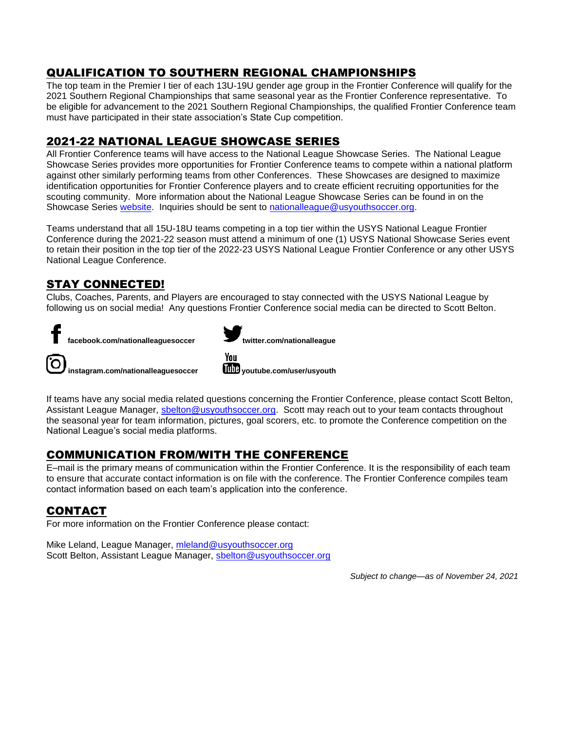## QUALIFICATION TO SOUTHERN REGIONAL CHAMPIONSHIPS

The top team in the Premier I tier of each 13U-19U gender age group in the Frontier Conference will qualify for the 2021 Southern Regional Championships that same seasonal year as the Frontier Conference representative. To be eligible for advancement to the 2021 Southern Regional Championships, the qualified Frontier Conference team must have participated in their state association's State Cup competition.

## 2021-22 NATIONAL LEAGUE SHOWCASE SERIES

All Frontier Conference teams will have access to the National League Showcase Series. The National League Showcase Series provides more opportunities for Frontier Conference teams to compete within a national platform against other similarly performing teams from other Conferences. These Showcases are designed to maximize identification opportunities for Frontier Conference players and to create efficient recruiting opportunities for the scouting community. More information about the National League Showcase Series can be found in on the Showcase Series website. Inquiries should be sent to nationalleague@usyouthsoccer.org.

Teams understand that all 15U-18U teams competing in a top tier within the USYS National League Frontier Conference during the 2021-22 season must attend a minimum of one (1) USYS National Showcase Series event to retain their position in the top tier of the 2022-23 USYS National League Frontier Conference or any other USYS National League Conference.

## STAY CONNECTED!

Clubs, Coaches, Parents, and Players are encouraged to stay connected with the USYS National League by following us on social media! Any questions Frontier Conference social media can be directed to Scott Belton.

**facebook.com/nationalleaguesoccer**

**twitter.com/nationalleague**

**instagram.com/nationalleaguesoccer**

**youtube.com/user/usyouth**

If teams have any social media related questions concerning the Frontier Conference, please contact Scott Belton, Assistant League Manager, sbelton@usyouthsoccer.org. Scott may reach out to your team contacts throughout the seasonal year for team information, pictures, goal scorers, etc. to promote the Conference competition on the National League's social media platforms.

## COMMUNICATION FROM/WITH THE CONFERENCE

E–mail is the primary means of communication within the Frontier Conference. It is the responsibility of each team to ensure that accurate contact information is on file with the conference. The Frontier Conference compiles team contact information based on each team's application into the conference.

## CONTACT

For more information on the Frontier Conference please contact:

Mike Leland, League Manager, mleland@usyouthsoccer.org
Scott Belton, Assistant League Manager, sbelton@usyouthsoccer.org

*Subject to change—as of November 24, 2021*